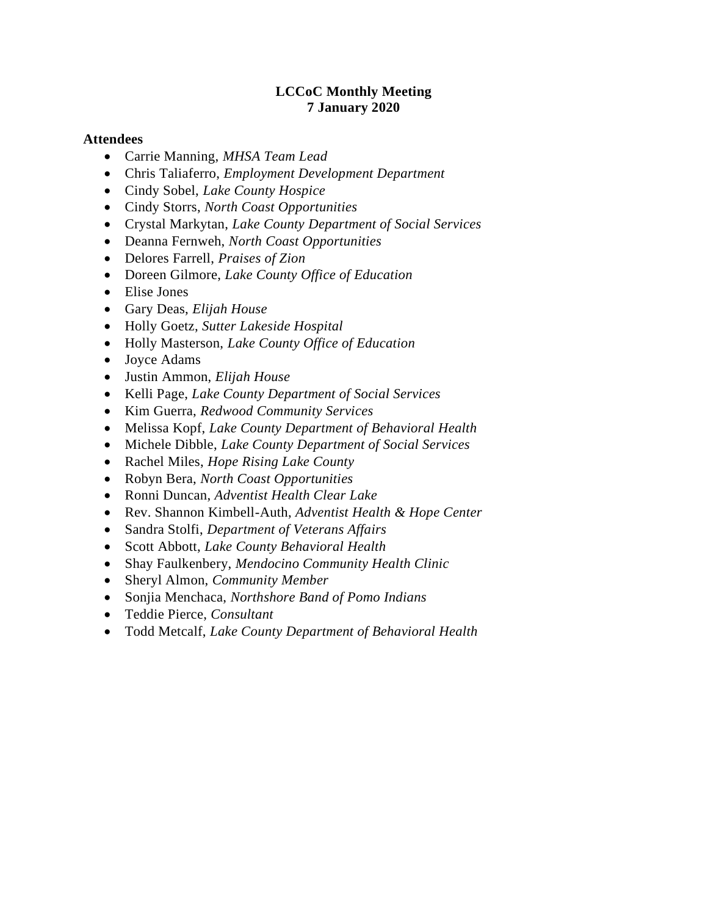**LCCoC Monthly Meeting**
**7 January 2020**

**Attendees**

- Carrie Manning, *MHSA Team Lead*
- Chris Taliaferro, *Employment Development Department*
- Cindy Sobel, *Lake County Hospice*
- Cindy Storrs, *North Coast Opportunities*
- Crystal Markytan, *Lake County Department of Social Services*
- Deanna Fernweh, *North Coast Opportunities*
- Delores Farrell, *Praises of Zion*
- Doreen Gilmore, *Lake County Office of Education*
- Elise Jones
- Gary Deas, *Elijah House*
- Holly Goetz, *Sutter Lakeside Hospital*
- Holly Masterson, *Lake County Office of Education*
- Joyce Adams
- Justin Ammon, *Elijah House*
- Kelli Page, *Lake County Department of Social Services*
- Kim Guerra, *Redwood Community Services*
- Melissa Kopf, *Lake County Department of Behavioral Health*
- Michele Dibble, *Lake County Department of Social Services*
- Rachel Miles, *Hope Rising Lake County*
- Robyn Bera, *North Coast Opportunities*
- Ronni Duncan, *Adventist Health Clear Lake*
- Rev. Shannon Kimbell-Auth, *Adventist Health & Hope Center*
- Sandra Stolfi, *Department of Veterans Affairs*
- Scott Abbott, *Lake County Behavioral Health*
- Shay Faulkenbery, *Mendocino Community Health Clinic*
- Sheryl Almon, *Community Member*
- Sonjia Menchaca, *Northshore Band of Pomo Indians*
- Teddie Pierce, *Consultant*
- Todd Metcalf, *Lake County Department of Behavioral Health*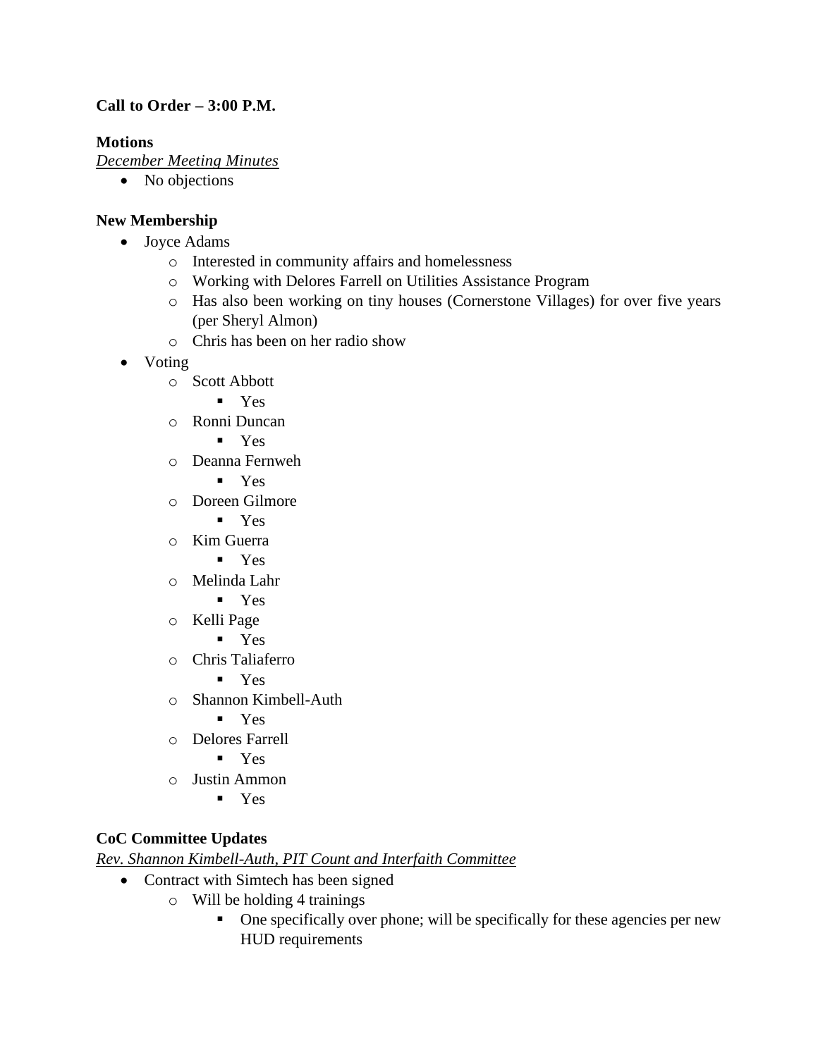**Call to Order – 3:00 P.M.**

**Motions**

*December Meeting Minutes*

- No objections

**New Membership**

- Joyce Adams
  - Interested in community affairs and homelessness
  - Working with Delores Farrell on Utilities Assistance Program
  - Has also been working on tiny houses (Cornerstone Villages) for over five years (per Sheryl Almon)
  - Chris has been on her radio show
- Voting
  - Scott Abbott
    - Yes
  - Ronni Duncan
    - Yes
  - Deanna Fernweh
    - Yes
  - Doreen Gilmore
    - Yes
  - Kim Guerra
    - Yes
  - Melinda Lahr
    - Yes
  - Kelli Page
    - Yes
  - Chris Taliaferro
    - Yes
  - Shannon Kimbell-Auth
    - Yes
  - Delores Farrell
    - Yes
  - Justin Ammon
    - Yes

**CoC Committee Updates**

*Rev. Shannon Kimbell-Auth, PIT Count and Interfaith Committee*

- Contract with Simtech has been signed
  - Will be holding 4 trainings
    - One specifically over phone; will be specifically for these agencies per new HUD requirements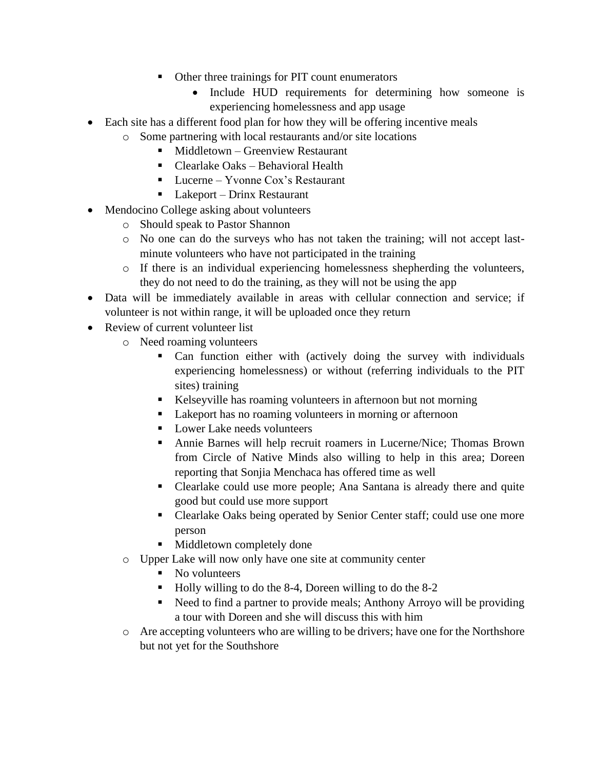- Other three trainings for PIT count enumerators
            - Include HUD requirements for determining how someone is experiencing homelessness and app usage
- Each site has a different food plan for how they will be offering incentive meals
    - Some partnering with local restaurants and/or site locations
        - Middletown – Greenview Restaurant
        - Clearlake Oaks – Behavioral Health
        - Lucerne – Yvonne Cox's Restaurant
        - Lakeport – Drinx Restaurant
- Mendocino College asking about volunteers
    - Should speak to Pastor Shannon
    - No one can do the surveys who has not taken the training; will not accept last-minute volunteers who have not participated in the training
    - If there is an individual experiencing homelessness shepherding the volunteers, they do not need to do the training, as they will not be using the app
- Data will be immediately available in areas with cellular connection and service; if volunteer is not within range, it will be uploaded once they return
- Review of current volunteer list
    - Need roaming volunteers
        - Can function either with (actively doing the survey with individuals experiencing homelessness) or without (referring individuals to the PIT sites) training
        - Kelseyville has roaming volunteers in afternoon but not morning
        - Lakeport has no roaming volunteers in morning or afternoon
        - Lower Lake needs volunteers
        - Annie Barnes will help recruit roamers in Lucerne/Nice; Thomas Brown from Circle of Native Minds also willing to help in this area; Doreen reporting that Sonjia Menchaca has offered time as well
        - Clearlake could use more people; Ana Santana is already there and quite good but could use more support
        - Clearlake Oaks being operated by Senior Center staff; could use one more person
        - Middletown completely done
    - Upper Lake will now only have one site at community center
        - No volunteers
        - Holly willing to do the 8-4, Doreen willing to do the 8-2
        - Need to find a partner to provide meals; Anthony Arroyo will be providing a tour with Doreen and she will discuss this with him
    - Are accepting volunteers who are willing to be drivers; have one for the Northshore but not yet for the Southshore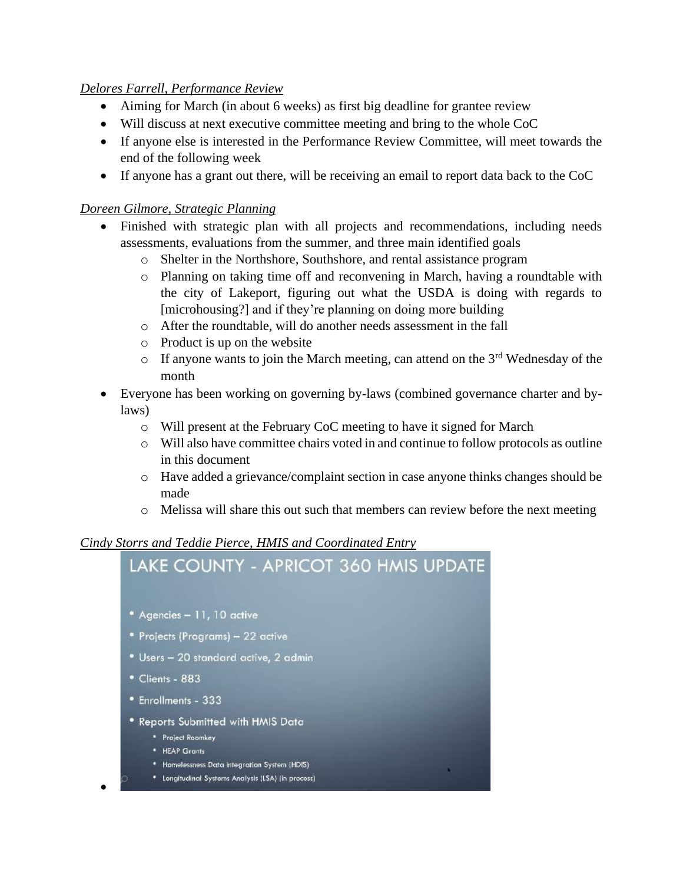*Delores Farrell, Performance Review*

- Aiming for March (in about 6 weeks) as first big deadline for grantee review
- Will discuss at next executive committee meeting and bring to the whole CoC
- If anyone else is interested in the Performance Review Committee, will meet towards the end of the following week
- If anyone has a grant out there, will be receiving an email to report data back to the CoC

*Doreen Gilmore, Strategic Planning*

- Finished with strategic plan with all projects and recommendations, including needs assessments, evaluations from the summer, and three main identified goals
  - Shelter in the Northshore, Southshore, and rental assistance program
  - Planning on taking time off and reconvening in March, having a roundtable with the city of Lakeport, figuring out what the USDA is doing with regards to [microhousing?] and if they're planning on doing more building
  - After the roundtable, will do another needs assessment in the fall
  - Product is up on the website
  - If anyone wants to join the March meeting, can attend on the 3rd Wednesday of the month
- Everyone has been working on governing by-laws (combined governance charter and by-laws)
  - Will present at the February CoC meeting to have it signed for March
  - Will also have committee chairs voted in and continue to follow protocols as outline in this document
  - Have added a grievance/complaint section in case anyone thinks changes should be made
  - Melissa will share this out such that members can review before the next meeting

*Cindy Storrs and Teddie Pierce, HMIS and Coordinated Entry*

- LAKE COUNTY - APRICOT 360 HMIS UPDATE
  - Agencies – 11, 10 active
  - Projects (Programs) – 22 active
  - Users – 20 standard active, 2 admin
  - Clients - 883
  - Enrollments - 333
  - Reports Submitted with HMIS Data
    - Project Roomkey
    - HEAP Grants
    - Homelessness Data Integration System (HDIS)
    - Longitudinal Systems Analysis (LSA) (in process)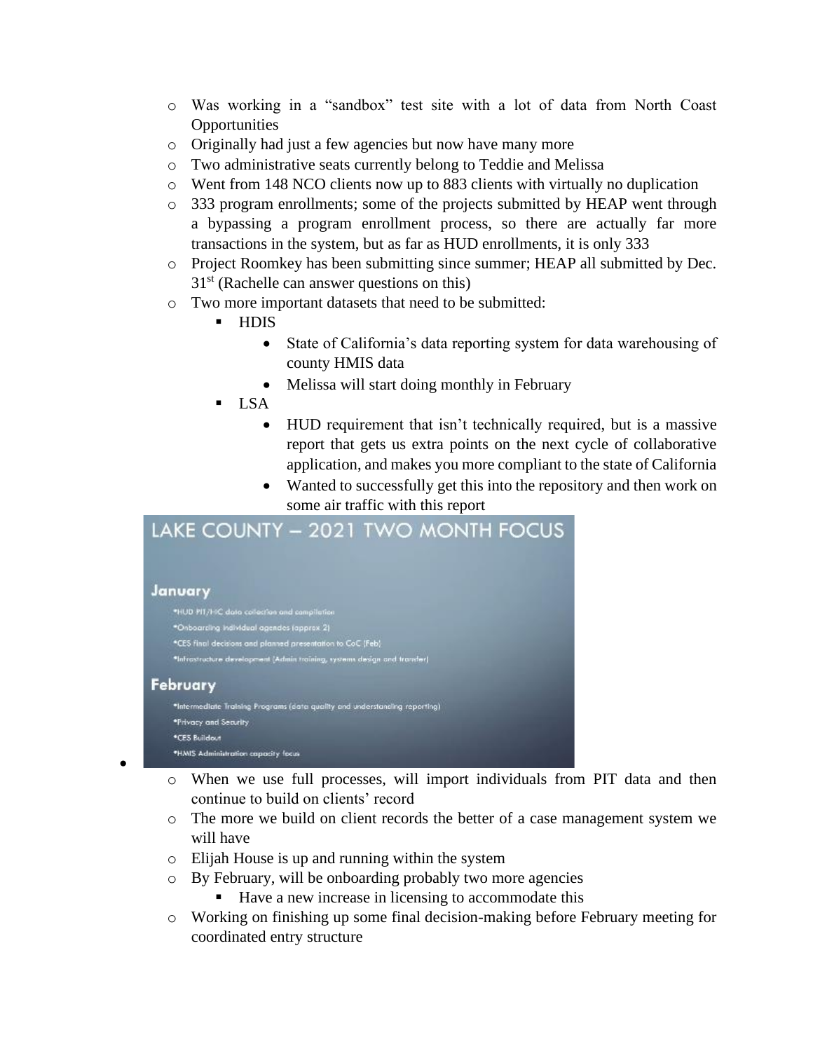- Was working in a "sandbox" test site with a lot of data from North Coast Opportunities
  - Originally had just a few agencies but now have many more
  - Two administrative seats currently belong to Teddie and Melissa
  - Went from 148 NCO clients now up to 883 clients with virtually no duplication
  - 333 program enrollments; some of the projects submitted by HEAP went through a bypassing a program enrollment process, so there are actually far more transactions in the system, but as far as HUD enrollments, it is only 333
  - Project Roomkey has been submitting since summer; HEAP all submitted by Dec. 31st (Rachelle can answer questions on this)
  - Two more important datasets that need to be submitted:
    - HDIS
      - State of California's data reporting system for data warehousing of county HMIS data
      - Melissa will start doing monthly in February
    - LSA
      - HUD requirement that isn't technically required, but is a massive report that gets us extra points on the next cycle of collaborative application, and makes you more compliant to the state of California
      - Wanted to successfully get this into the repository and then work on some air traffic with this report

- LAKE COUNTY – 2021 TWO MONTH FOCUS

  **January**

  - HUD PIT/HIC data collection and compilation
  - Onboarding individual agencies (approx 2)
  - CES final decisions and planned presentation to CoC (Feb)
  - Infrastructure development (Admin training, systems design and transfer)

  **February**

  - Intermediate Training Programs (data quality and understanding reporting)
  - Privacy and Security
  - CES Buildout
  - HMIS Administration capacity focus

  - When we use full processes, will import individuals from PIT data and then continue to build on clients' record
  - The more we build on client records the better of a case management system we will have
  - Elijah House is up and running within the system
  - By February, will be onboarding probably two more agencies
    - Have a new increase in licensing to accommodate this
  - Working on finishing up some final decision-making before February meeting for coordinated entry structure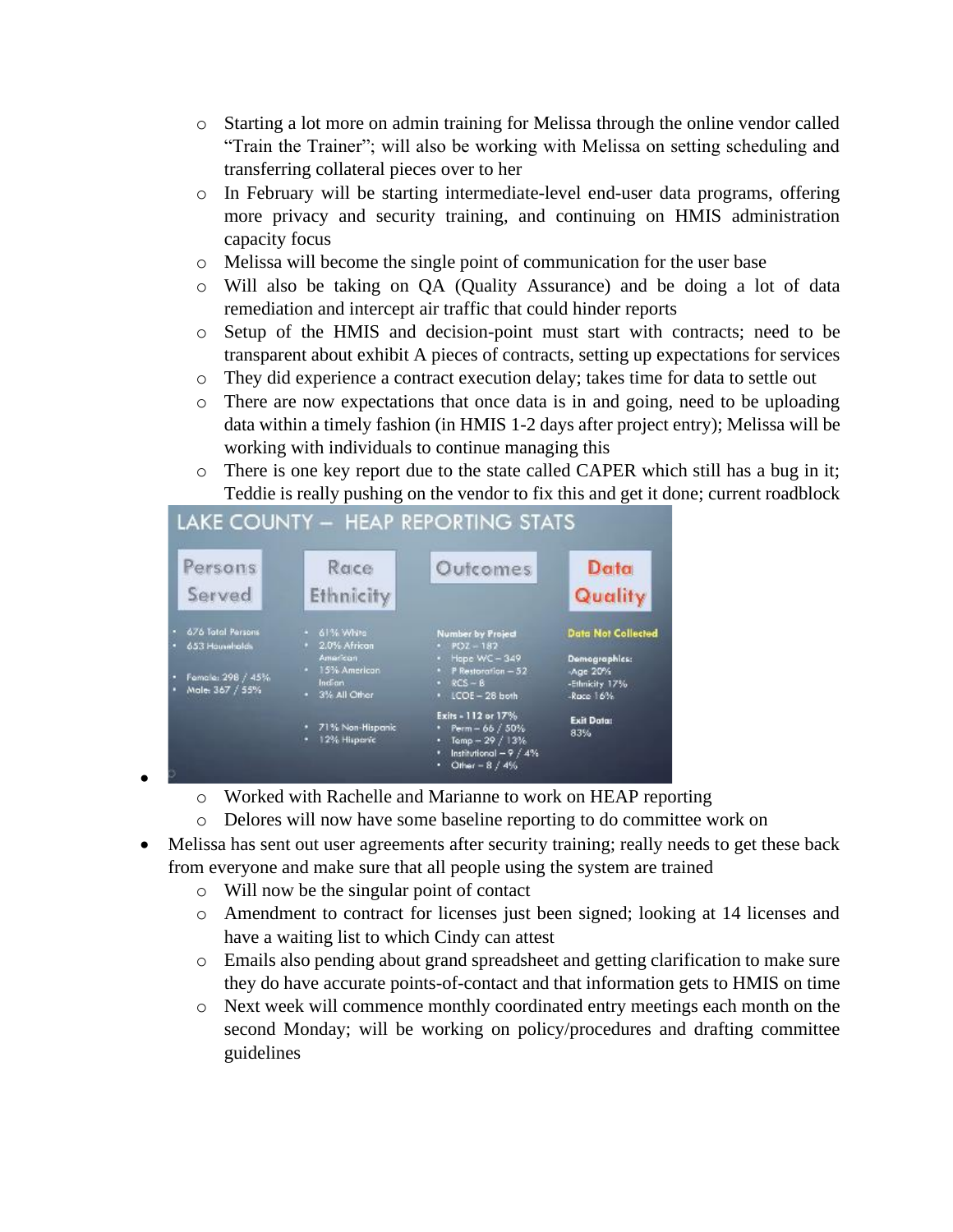- Starting a lot more on admin training for Melissa through the online vendor called "Train the Trainer"; will also be working with Melissa on setting scheduling and transferring collateral pieces over to her
  - In February will be starting intermediate-level end-user data programs, offering more privacy and security training, and continuing on HMIS administration capacity focus
  - Melissa will become the single point of communication for the user base
  - Will also be taking on QA (Quality Assurance) and be doing a lot of data remediation and intercept air traffic that could hinder reports
  - Setup of the HMIS and decision-point must start with contracts; need to be transparent about exhibit A pieces of contracts, setting up expectations for services
  - They did experience a contract execution delay; takes time for data to settle out
  - There are now expectations that once data is in and going, need to be uploading data within a timely fashion (in HMIS 1-2 days after project entry); Melissa will be working with individuals to continue managing this
  - There is one key report due to the state called CAPER which still has a bug in it; Teddie is really pushing on the vendor to fix this and get it done; current roadblock

**LAKE COUNTY – HEAP REPORTING STATS**

**Persons Served**
- 676 Total Persons
- 653 Households
- Female: 298 / 45%
- Male: 367 / 55%

**Race Ethnicity**
- 61% White
- 2.0% African American
- 15% American Indian
- 3% All Other
- 71% Non-Hispanic
- 12% Hispanic

**Outcomes**

Number by Project
- POZ – 182
- Hope WC – 349
- P Restoration – 52
- RCS – 8
- LCOE – 28 both

Exits - 112 or 17%
- Perm – 66 / 50%
- Temp – 29 / 13%
- Institutional – 9 / 4%
- Other – 8 / 4%

**Data Quality**

Data Not Collected

Demographics:
-Age 20%
-Ethnicity 17%
-Race 16%

Exit Data:
83%

- 
  - Worked with Rachelle and Marianne to work on HEAP reporting
  - Delores will now have some baseline reporting to do committee work on
- Melissa has sent out user agreements after security training; really needs to get these back from everyone and make sure that all people using the system are trained
  - Will now be the singular point of contact
  - Amendment to contract for licenses just been signed; looking at 14 licenses and have a waiting list to which Cindy can attest
  - Emails also pending about grand spreadsheet and getting clarification to make sure they do have accurate points-of-contact and that information gets to HMIS on time
  - Next week will commence monthly coordinated entry meetings each month on the second Monday; will be working on policy/procedures and drafting committee guidelines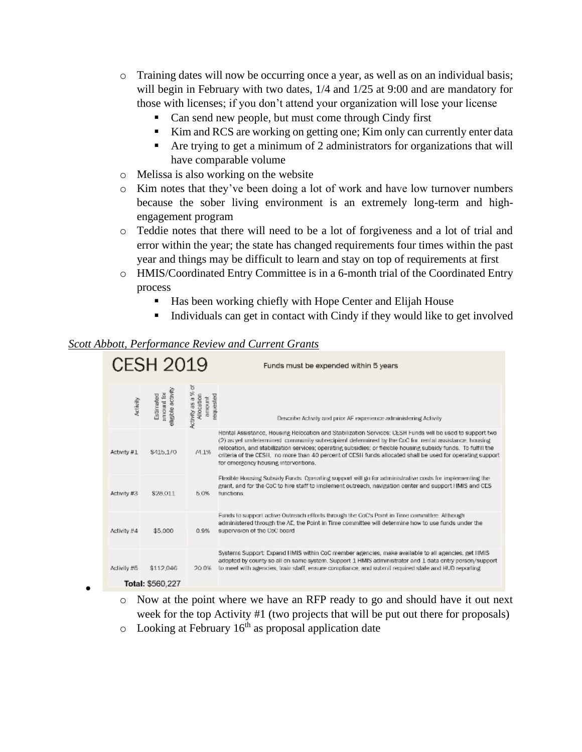- Training dates will now be occurring once a year, as well as on an individual basis; will begin in February with two dates, 1/4 and 1/25 at 9:00 and are mandatory for those with licenses; if you don't attend your organization will lose your license
  - Can send new people, but must come through Cindy first
  - Kim and RCS are working on getting one; Kim only can currently enter data
  - Are trying to get a minimum of 2 administrators for organizations that will have comparable volume
- Melissa is also working on the website
- Kim notes that they've been doing a lot of work and have low turnover numbers because the sober living environment is an extremely long-term and high-engagement program
- Teddie notes that there will need to be a lot of forgiveness and a lot of trial and error within the year; the state has changed requirements four times within the past year and things may be difficult to learn and stay on top of requirements at first
- HMIS/Coordinated Entry Committee is in a 6-month trial of the Coordinated Entry process
  - Has been working chiefly with Hope Center and Elijah House
  - Individuals can get in contact with Cindy if they would like to get involved

*Scott Abbott, Performance Review and Current Grants*

**CESH 2019** — Funds must be expended within 5 years

| Activity | Estimated amount for eligible activity | Activity as a % of Allocation amount requested | Describe Activity and prior AE experience administering Activity |
|---|---|---|---|
| Activity #1 | $415,170 | 74.1% | Rental Assistance, Housing Relocation and Stabilization Services: CESH Funds will be used to support two (2) as yet undetermined community subrecipient determined by the CoC for rental assistance, housing relocation, and stabilization services; operating subsidies; or flexible housing subsidy funds. To fulfill the criteria of the CESH, no more than 40 percent of CESH funds allocated shall be used for operating support for emergency housing interventions. |
| Activity #3 | $28,011 | 5.0% | Flexible Housing Subsidy Funds: Operating support will go for administrative costs for implementing the grant, and for the CoC to hire staff to implement outreach, navigation center and support HMIS and CES functions. |
| Activity #4 | $5,000 | 0.9% | Funds to support active Outreach efforts through the CoC's Point in Time committee. Although administered through the AE, the Point in Time committee will determine how to use funds under the supervision of the CoC board |
| Activity #5 | $112,046 | 20.0% | Systems Support: Expand HMIS within CoC member agencies, make available to all agencies, get HMIS adopted by county so all on same system. Support 1 HMIS administrator and 1 data entry person/support to meet with agencies, train staff, ensure compliance, and submit required state and HUD reporting |
| **Total:** $560,227 | | | |

- Now at the point where we have an RFP ready to go and should have it out next week for the top Activity #1 (two projects that will be put out there for proposals)
- Looking at February 16th as proposal application date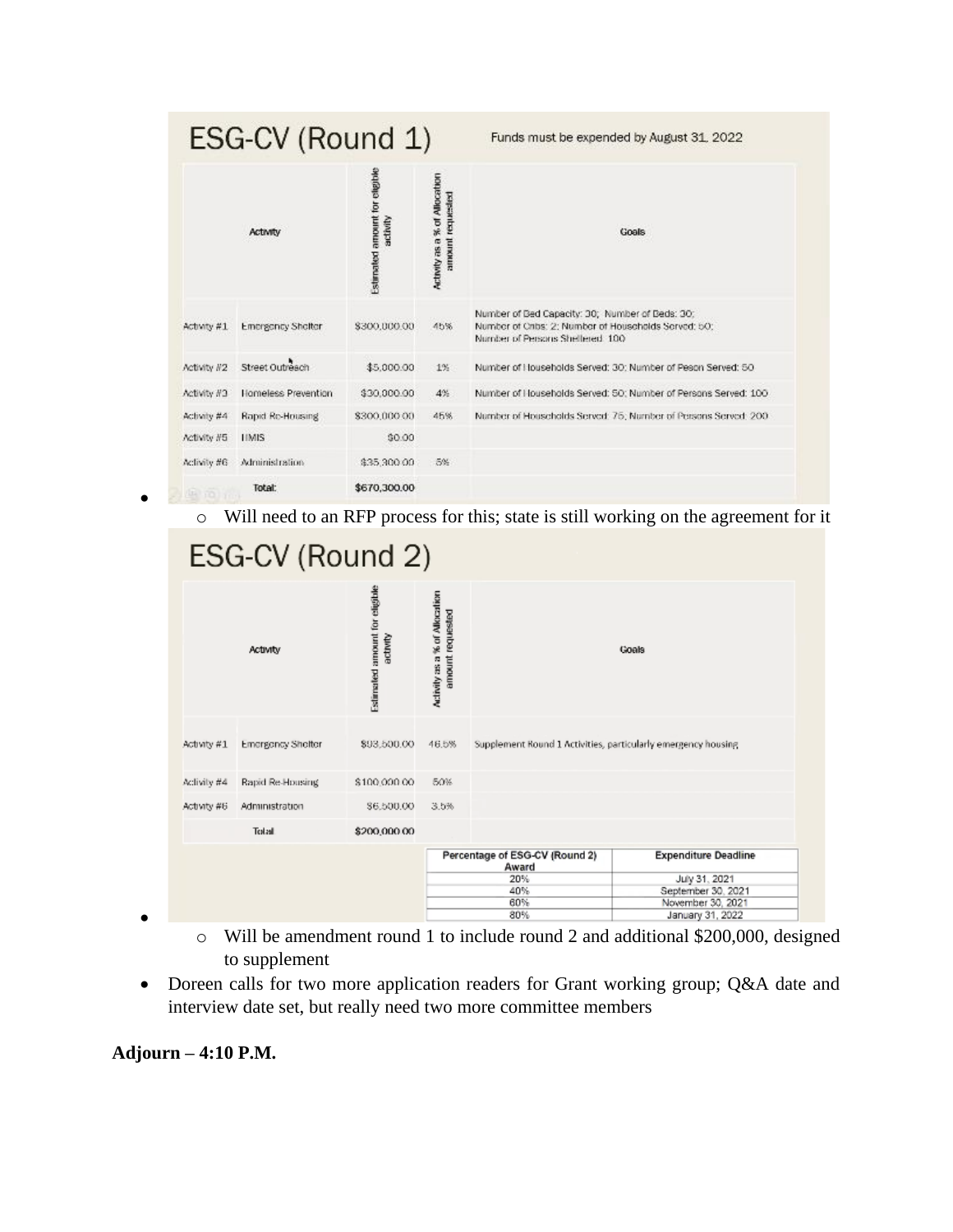## ESG-CV (Round 1)

Funds must be expended by August 31, 2022

| Activity | | Estimated amount for eligible activity | Activity as a % of Allocation amount requested | Goals |
|---|---|---|---|---|
| Activity #1 | Emergency Shelter | $300,000.00 | 45% | Number of Bed Capacity: 30; Number of Beds: 30; Number of Cribs: 2; Number of Households Served: 50; Number of Persons Sheltered: 100 |
| Activity #2 | Street Outreach | $5,000.00 | 1% | Number of Households Served: 30; Number of Peson Served: 50 |
| Activity #3 | Homeless Prevention | $30,000.00 | 4% | Number of Households Served: 50; Number of Persons Served: 100 |
| Activity #4 | Rapid Re-Housing | $300,000.00 | 45% | Number of Households Served: 75; Number of Persons Served: 200 |
| Activity #5 | HMIS | $0.00 | | |
| Activity #6 | Administration | $35,300.00 | 5% | |
| | Total: | $670,300.00 | | |

- Will need to an RFP process for this; state is still working on the agreement for it

## ESG-CV (Round 2)

| Activity | | Estimated amount for eligible activity | Activity as a % of Allocation amount requested | Goals |
|---|---|---|---|---|
| Activity #1 | Emergency Shelter | $93,500.00 | 46.5% | Supplement Round 1 Activities, particularly emergency housing |
| Activity #4 | Rapid Re-Housing | $100,000.00 | 50% | |
| Activity #6 | Administration | $6,500.00 | 3.5% | |
| | Total | $200,000.00 | | |

| Percentage of ESG-CV (Round 2) Award | Expenditure Deadline |
|---|---|
| 20% | July 31, 2021 |
| 40% | September 30, 2021 |
| 60% | November 30, 2021 |
| 80% | January 31, 2022 |

- Will be amendment round 1 to include round 2 and additional $200,000, designed to supplement

- Doreen calls for two more application readers for Grant working group; Q&A date and interview date set, but really need two more committee members

**Adjourn – 4:10 P.M.**